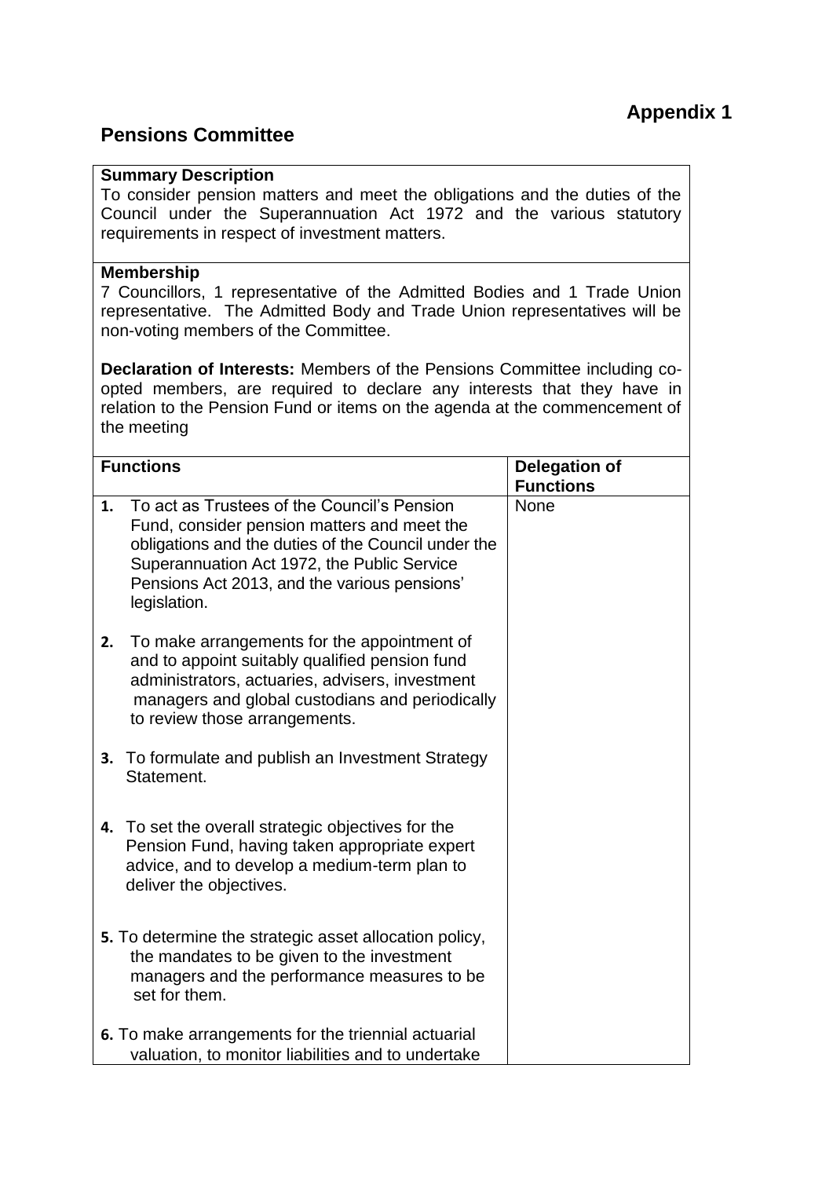**Appendix 1**

## Pensions Committee

**Summary Description**
To consider pension matters and meet the obligations and the duties of the Council under the Superannuation Act 1972 and the various statutory requirements in respect of investment matters.

**Membership**
7 Councillors, 1 representative of the Admitted Bodies and 1 Trade Union representative. The Admitted Body and Trade Union representatives will be non-voting members of the Committee.

**Declaration of Interests:** Members of the Pensions Committee including co-opted members, are required to declare any interests that they have in relation to the Pension Fund or items on the agenda at the commencement of the meeting

| Functions | Delegation of Functions |
|---|---|
| **1.** To act as Trustees of the Council's Pension Fund, consider pension matters and meet the obligations and the duties of the Council under the Superannuation Act 1972, the Public Service Pensions Act 2013, and the various pensions' legislation.<br><br>**2.** To make arrangements for the appointment of and to appoint suitably qualified pension fund administrators, actuaries, advisers, investment managers and global custodians and periodically to review those arrangements.<br><br>**3.** To formulate and publish an Investment Strategy Statement.<br><br>**4.** To set the overall strategic objectives for the Pension Fund, having taken appropriate expert advice, and to develop a medium-term plan to deliver the objectives.<br><br>**5.** To determine the strategic asset allocation policy, the mandates to be given to the investment managers and the performance measures to be set for them.<br><br>**6.** To make arrangements for the triennial actuarial valuation, to monitor liabilities and to undertake | None |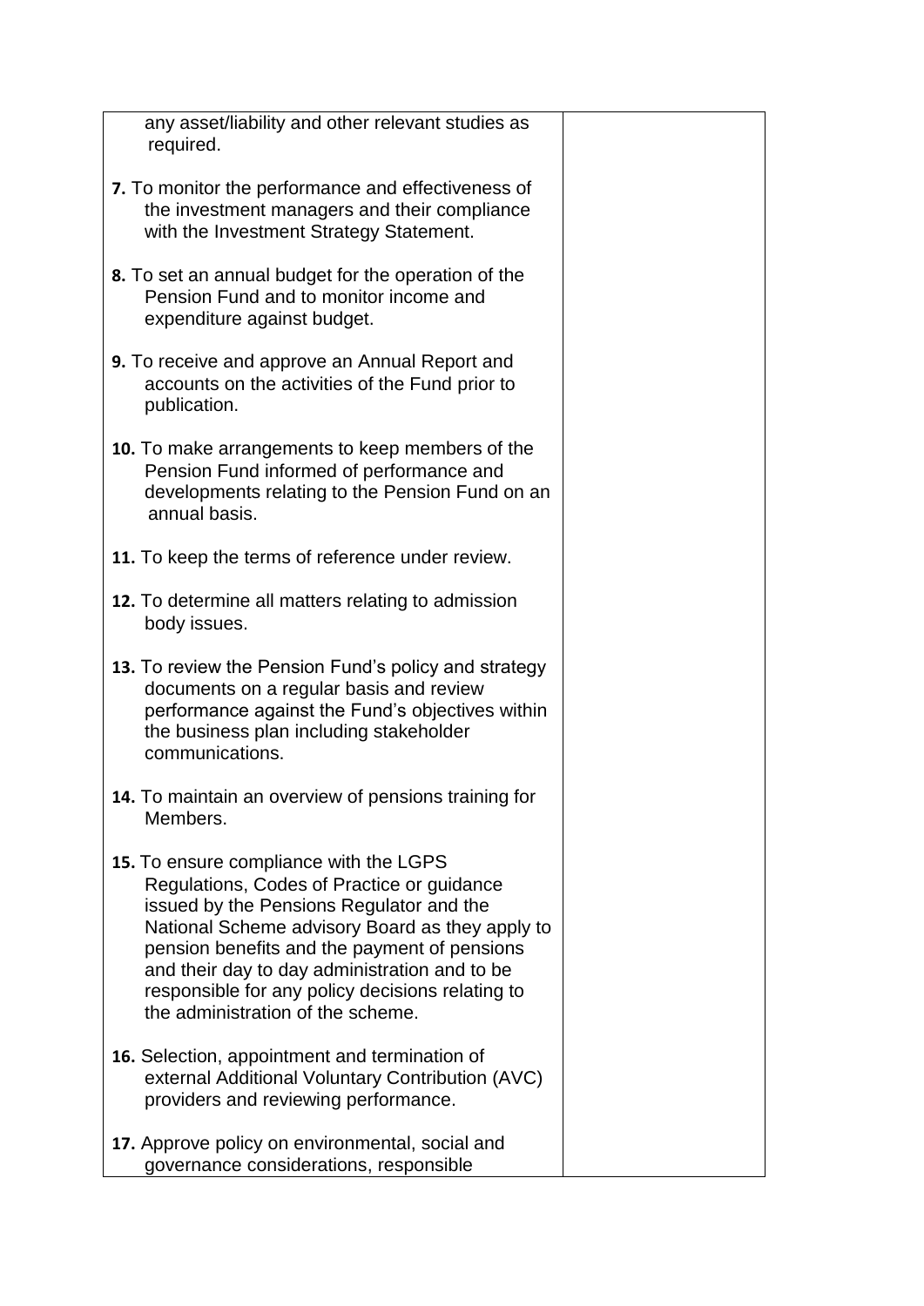| | |
|---|---|
| any asset/liability and other relevant studies as required.<br><br>**7.** To monitor the performance and effectiveness of the investment managers and their compliance with the Investment Strategy Statement.<br><br>**8.** To set an annual budget for the operation of the Pension Fund and to monitor income and expenditure against budget.<br><br>**9.** To receive and approve an Annual Report and accounts on the activities of the Fund prior to publication.<br><br>**10.** To make arrangements to keep members of the Pension Fund informed of performance and developments relating to the Pension Fund on an annual basis.<br><br>**11.** To keep the terms of reference under review.<br><br>**12.** To determine all matters relating to admission body issues.<br><br>**13.** To review the Pension Fund's policy and strategy documents on a regular basis and review performance against the Fund's objectives within the business plan including stakeholder communications.<br><br>**14.** To maintain an overview of pensions training for Members.<br><br>**15.** To ensure compliance with the LGPS Regulations, Codes of Practice or guidance issued by the Pensions Regulator and the National Scheme advisory Board as they apply to pension benefits and the payment of pensions and their day to day administration and to be responsible for any policy decisions relating to the administration of the scheme.<br><br>**16.** Selection, appointment and termination of external Additional Voluntary Contribution (AVC) providers and reviewing performance.<br><br>**17.** Approve policy on environmental, social and governance considerations, responsible | |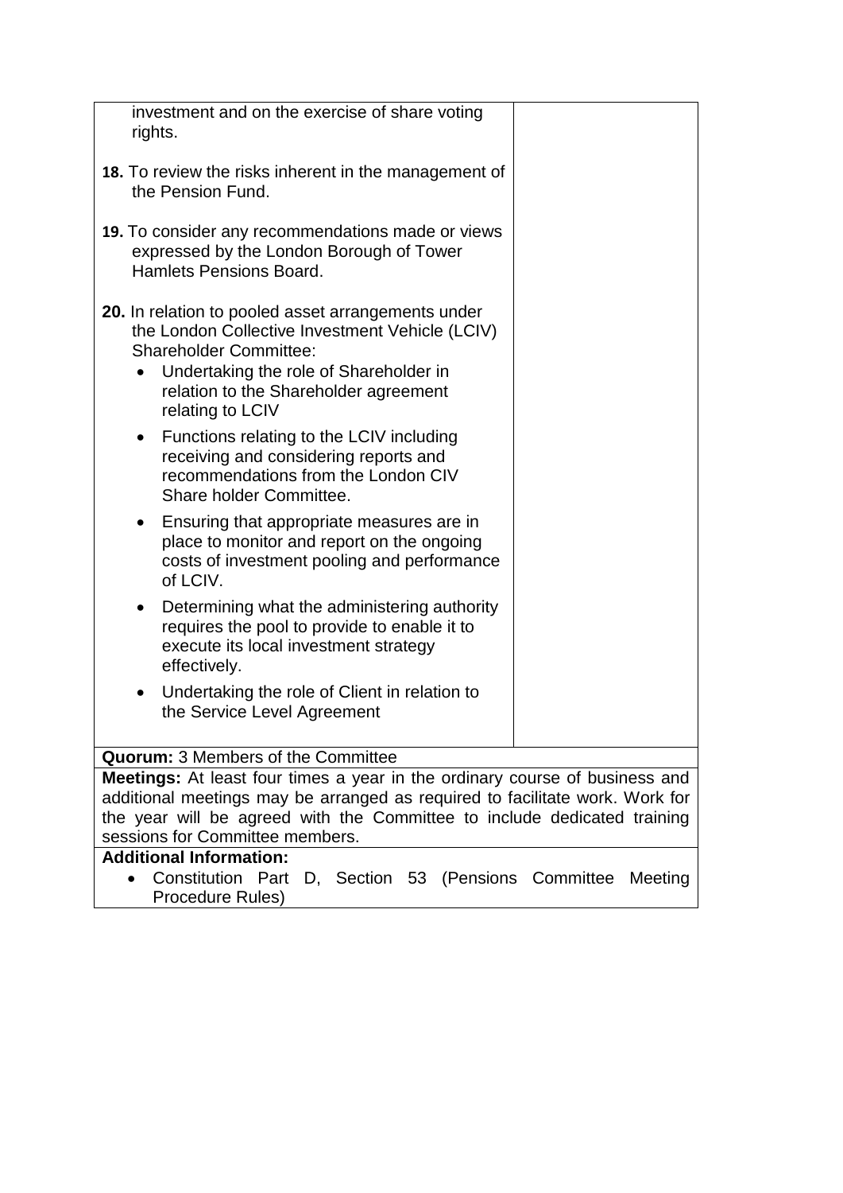| | |
|---|---|
| investment and on the exercise of share voting rights.<br><br>**18.** To review the risks inherent in the management of the Pension Fund.<br><br>**19.** To consider any recommendations made or views expressed by the London Borough of Tower Hamlets Pensions Board.<br><br>**20.** In relation to pooled asset arrangements under the London Collective Investment Vehicle (LCIV) Shareholder Committee:<br>• Undertaking the role of Shareholder in relation to the Shareholder agreement relating to LCIV<br>• Functions relating to the LCIV including receiving and considering reports and recommendations from the London CIV Share holder Committee.<br>• Ensuring that appropriate measures are in place to monitor and report on the ongoing costs of investment pooling and performance of LCIV.<br>• Determining what the administering authority requires the pool to provide to enable it to execute its local investment strategy effectively.<br>• Undertaking the role of Client in relation to the Service Level Agreement | |
| **Quorum:** 3 Members of the Committee | |
| **Meetings:** At least four times a year in the ordinary course of business and additional meetings may be arranged as required to facilitate work. Work for the year will be agreed with the Committee to include dedicated training sessions for Committee members. | |
| **Additional Information:**<br>• Constitution Part D, Section 53 (Pensions Committee Meeting Procedure Rules) | |